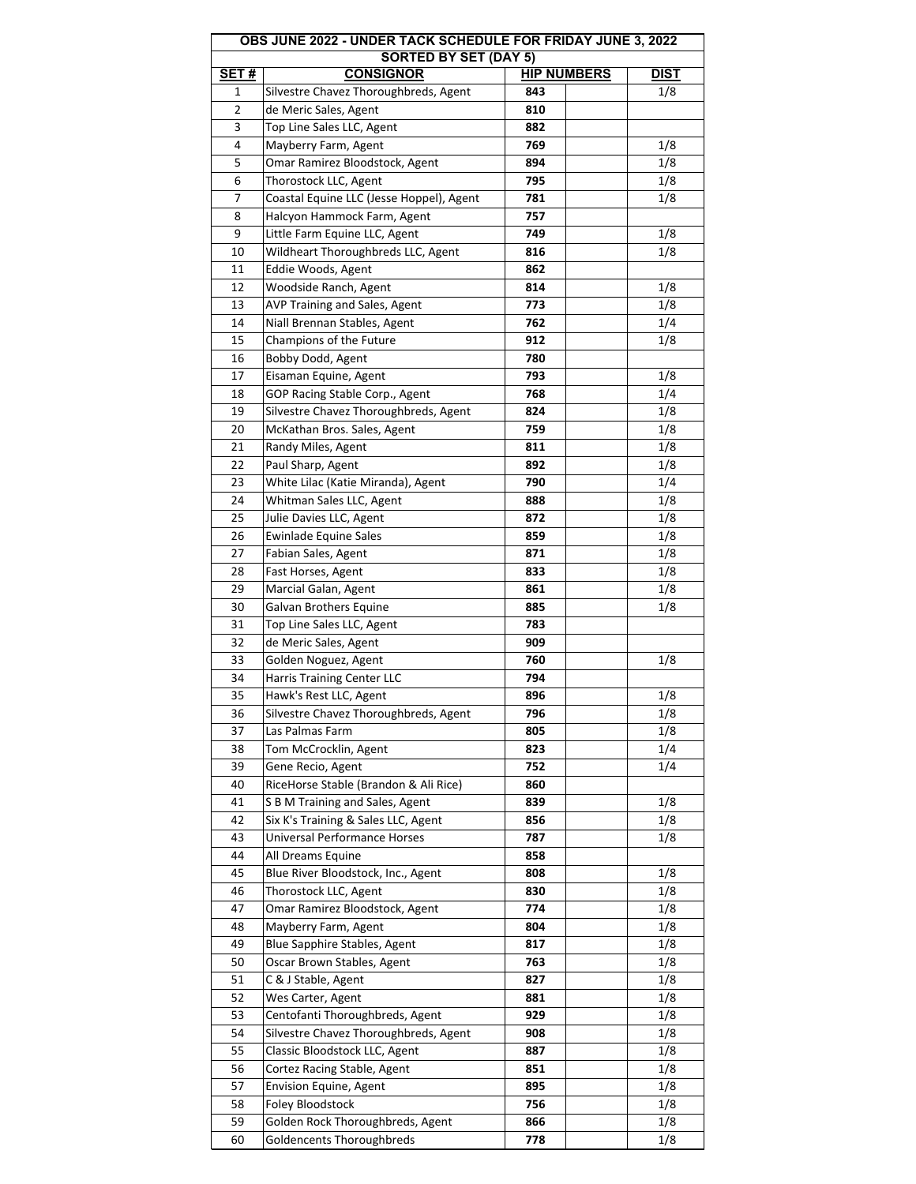| OBS JUNE 2022 - UNDER TACK SCHEDULE FOR FRIDAY JUNE 3, 2022 | | | | |
|---|---|---|---|---|
| SORTED BY SET (DAY 5) | | | | |
| **SET #** | **CONSIGNOR** | **HIP NUMBERS** | | **DIST** |
| 1 | Silvestre Chavez Thoroughbreds, Agent | **843** | | 1/8 |
| 2 | de Meric Sales, Agent | **810** | | |
| 3 | Top Line Sales LLC, Agent | **882** | | |
| 4 | Mayberry Farm, Agent | **769** | | 1/8 |
| 5 | Omar Ramirez Bloodstock, Agent | **894** | | 1/8 |
| 6 | Thorostock LLC, Agent | **795** | | 1/8 |
| 7 | Coastal Equine LLC (Jesse Hoppel), Agent | **781** | | 1/8 |
| 8 | Halcyon Hammock Farm, Agent | **757** | | |
| 9 | Little Farm Equine LLC, Agent | **749** | | 1/8 |
| 10 | Wildheart Thoroughbreds LLC, Agent | **816** | | 1/8 |
| 11 | Eddie Woods, Agent | **862** | | |
| 12 | Woodside Ranch, Agent | **814** | | 1/8 |
| 13 | AVP Training and Sales, Agent | **773** | | 1/8 |
| 14 | Niall Brennan Stables, Agent | **762** | | 1/4 |
| 15 | Champions of the Future | **912** | | 1/8 |
| 16 | Bobby Dodd, Agent | **780** | | |
| 17 | Eisaman Equine, Agent | **793** | | 1/8 |
| 18 | GOP Racing Stable Corp., Agent | **768** | | 1/4 |
| 19 | Silvestre Chavez Thoroughbreds, Agent | **824** | | 1/8 |
| 20 | McKathan Bros. Sales, Agent | **759** | | 1/8 |
| 21 | Randy Miles, Agent | **811** | | 1/8 |
| 22 | Paul Sharp, Agent | **892** | | 1/8 |
| 23 | White Lilac (Katie Miranda), Agent | **790** | | 1/4 |
| 24 | Whitman Sales LLC, Agent | **888** | | 1/8 |
| 25 | Julie Davies LLC, Agent | **872** | | 1/8 |
| 26 | Ewinlade Equine Sales | **859** | | 1/8 |
| 27 | Fabian Sales, Agent | **871** | | 1/8 |
| 28 | Fast Horses, Agent | **833** | | 1/8 |
| 29 | Marcial Galan, Agent | **861** | | 1/8 |
| 30 | Galvan Brothers Equine | **885** | | 1/8 |
| 31 | Top Line Sales LLC, Agent | **783** | | |
| 32 | de Meric Sales, Agent | **909** | | |
| 33 | Golden Noguez, Agent | **760** | | 1/8 |
| 34 | Harris Training Center LLC | **794** | | |
| 35 | Hawk's Rest LLC, Agent | **896** | | 1/8 |
| 36 | Silvestre Chavez Thoroughbreds, Agent | **796** | | 1/8 |
| 37 | Las Palmas Farm | **805** | | 1/8 |
| 38 | Tom McCrocklin, Agent | **823** | | 1/4 |
| 39 | Gene Recio, Agent | **752** | | 1/4 |
| 40 | RiceHorse Stable (Brandon & Ali Rice) | **860** | | |
| 41 | S B M Training and Sales, Agent | **839** | | 1/8 |
| 42 | Six K's Training & Sales LLC, Agent | **856** | | 1/8 |
| 43 | Universal Performance Horses | **787** | | 1/8 |
| 44 | All Dreams Equine | **858** | | |
| 45 | Blue River Bloodstock, Inc., Agent | **808** | | 1/8 |
| 46 | Thorostock LLC, Agent | **830** | | 1/8 |
| 47 | Omar Ramirez Bloodstock, Agent | **774** | | 1/8 |
| 48 | Mayberry Farm, Agent | **804** | | 1/8 |
| 49 | Blue Sapphire Stables, Agent | **817** | | 1/8 |
| 50 | Oscar Brown Stables, Agent | **763** | | 1/8 |
| 51 | C & J Stable, Agent | **827** | | 1/8 |
| 52 | Wes Carter, Agent | **881** | | 1/8 |
| 53 | Centofanti Thoroughbreds, Agent | **929** | | 1/8 |
| 54 | Silvestre Chavez Thoroughbreds, Agent | **908** | | 1/8 |
| 55 | Classic Bloodstock LLC, Agent | **887** | | 1/8 |
| 56 | Cortez Racing Stable, Agent | **851** | | 1/8 |
| 57 | Envision Equine, Agent | **895** | | 1/8 |
| 58 | Foley Bloodstock | **756** | | 1/8 |
| 59 | Golden Rock Thoroughbreds, Agent | **866** | | 1/8 |
| 60 | Goldencents Thoroughbreds | **778** | | 1/8 |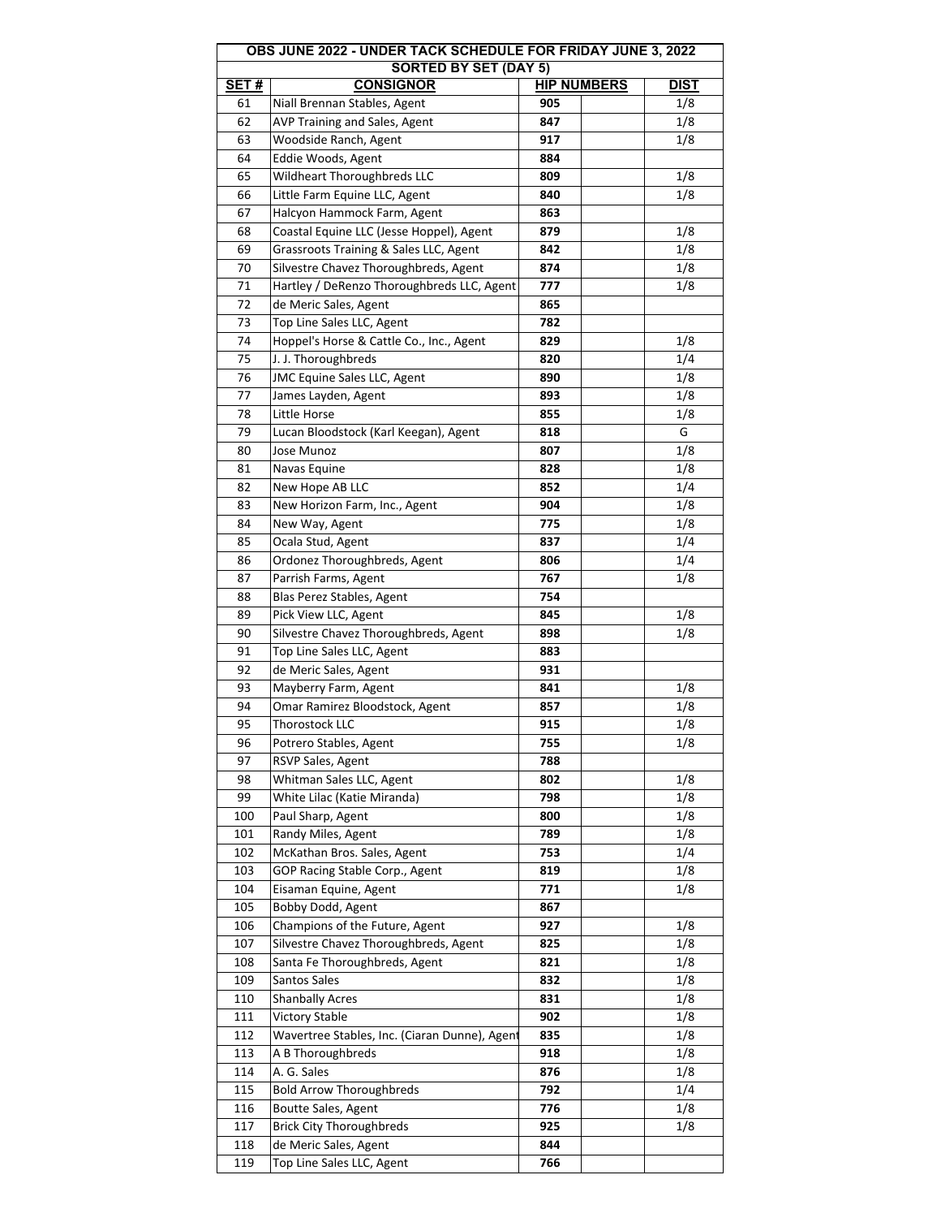| OBS JUNE 2022 - UNDER TACK SCHEDULE FOR FRIDAY JUNE 3, 2022 | | | | |
|---|---|---|---|---|
| SORTED BY SET (DAY 5) | | | | |
| **SET #** | **CONSIGNOR** | **HIP NUMBERS** | | **DIST** |
| 61 | Niall Brennan Stables, Agent | **905** | | 1/8 |
| 62 | AVP Training and Sales, Agent | **847** | | 1/8 |
| 63 | Woodside Ranch, Agent | **917** | | 1/8 |
| 64 | Eddie Woods, Agent | **884** | | |
| 65 | Wildheart Thoroughbreds LLC | **809** | | 1/8 |
| 66 | Little Farm Equine LLC, Agent | **840** | | 1/8 |
| 67 | Halcyon Hammock Farm, Agent | **863** | | |
| 68 | Coastal Equine LLC (Jesse Hoppel), Agent | **879** | | 1/8 |
| 69 | Grassroots Training & Sales LLC, Agent | **842** | | 1/8 |
| 70 | Silvestre Chavez Thoroughbreds, Agent | **874** | | 1/8 |
| 71 | Hartley / DeRenzo Thoroughbreds LLC, Agent | **777** | | 1/8 |
| 72 | de Meric Sales, Agent | **865** | | |
| 73 | Top Line Sales LLC, Agent | **782** | | |
| 74 | Hoppel's Horse & Cattle Co., Inc., Agent | **829** | | 1/8 |
| 75 | J. J. Thoroughbreds | **820** | | 1/4 |
| 76 | JMC Equine Sales LLC, Agent | **890** | | 1/8 |
| 77 | James Layden, Agent | **893** | | 1/8 |
| 78 | Little Horse | **855** | | 1/8 |
| 79 | Lucan Bloodstock (Karl Keegan), Agent | **818** | | G |
| 80 | Jose Munoz | **807** | | 1/8 |
| 81 | Navas Equine | **828** | | 1/8 |
| 82 | New Hope AB LLC | **852** | | 1/4 |
| 83 | New Horizon Farm, Inc., Agent | **904** | | 1/8 |
| 84 | New Way, Agent | **775** | | 1/8 |
| 85 | Ocala Stud, Agent | **837** | | 1/4 |
| 86 | Ordonez Thoroughbreds, Agent | **806** | | 1/4 |
| 87 | Parrish Farms, Agent | **767** | | 1/8 |
| 88 | Blas Perez Stables, Agent | **754** | | |
| 89 | Pick View LLC, Agent | **845** | | 1/8 |
| 90 | Silvestre Chavez Thoroughbreds, Agent | **898** | | 1/8 |
| 91 | Top Line Sales LLC, Agent | **883** | | |
| 92 | de Meric Sales, Agent | **931** | | |
| 93 | Mayberry Farm, Agent | **841** | | 1/8 |
| 94 | Omar Ramirez Bloodstock, Agent | **857** | | 1/8 |
| 95 | Thorostock LLC | **915** | | 1/8 |
| 96 | Potrero Stables, Agent | **755** | | 1/8 |
| 97 | RSVP Sales, Agent | **788** | | |
| 98 | Whitman Sales LLC, Agent | **802** | | 1/8 |
| 99 | White Lilac (Katie Miranda) | **798** | | 1/8 |
| 100 | Paul Sharp, Agent | **800** | | 1/8 |
| 101 | Randy Miles, Agent | **789** | | 1/8 |
| 102 | McKathan Bros. Sales, Agent | **753** | | 1/4 |
| 103 | GOP Racing Stable Corp., Agent | **819** | | 1/8 |
| 104 | Eisaman Equine, Agent | **771** | | 1/8 |
| 105 | Bobby Dodd, Agent | **867** | | |
| 106 | Champions of the Future, Agent | **927** | | 1/8 |
| 107 | Silvestre Chavez Thoroughbreds, Agent | **825** | | 1/8 |
| 108 | Santa Fe Thoroughbreds, Agent | **821** | | 1/8 |
| 109 | Santos Sales | **832** | | 1/8 |
| 110 | Shanbally Acres | **831** | | 1/8 |
| 111 | Victory Stable | **902** | | 1/8 |
| 112 | Wavertree Stables, Inc. (Ciaran Dunne), Agent | **835** | | 1/8 |
| 113 | A B Thoroughbreds | **918** | | 1/8 |
| 114 | A. G. Sales | **876** | | 1/8 |
| 115 | Bold Arrow Thoroughbreds | **792** | | 1/4 |
| 116 | Boutte Sales, Agent | **776** | | 1/8 |
| 117 | Brick City Thoroughbreds | **925** | | 1/8 |
| 118 | de Meric Sales, Agent | **844** | | |
| 119 | Top Line Sales LLC, Agent | **766** | | |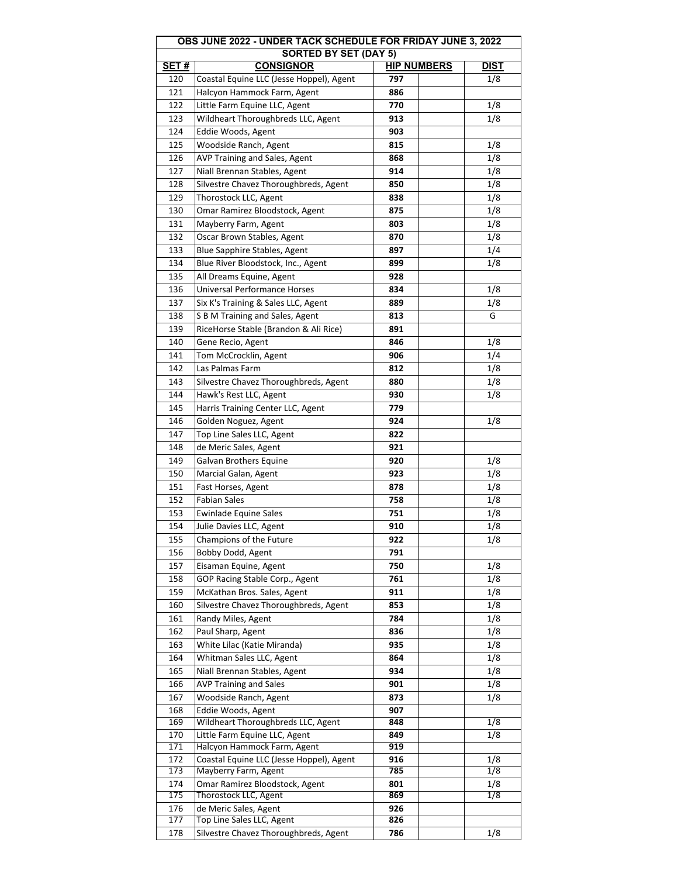| OBS JUNE 2022 - UNDER TACK SCHEDULE FOR FRIDAY JUNE 3, 2022 | | | | |
|---|---|---|---|---|
| SORTED BY SET (DAY 5) | | | | |
| **SET #** | **CONSIGNOR** | **HIP NUMBERS** | | **DIST** |
| 120 | Coastal Equine LLC (Jesse Hoppel), Agent | **797** | | 1/8 |
| 121 | Halcyon Hammock Farm, Agent | **886** | | |
| 122 | Little Farm Equine LLC, Agent | **770** | | 1/8 |
| 123 | Wildheart Thoroughbreds LLC, Agent | **913** | | 1/8 |
| 124 | Eddie Woods, Agent | **903** | | |
| 125 | Woodside Ranch, Agent | **815** | | 1/8 |
| 126 | AVP Training and Sales, Agent | **868** | | 1/8 |
| 127 | Niall Brennan Stables, Agent | **914** | | 1/8 |
| 128 | Silvestre Chavez Thoroughbreds, Agent | **850** | | 1/8 |
| 129 | Thorostock LLC, Agent | **838** | | 1/8 |
| 130 | Omar Ramirez Bloodstock, Agent | **875** | | 1/8 |
| 131 | Mayberry Farm, Agent | **803** | | 1/8 |
| 132 | Oscar Brown Stables, Agent | **870** | | 1/8 |
| 133 | Blue Sapphire Stables, Agent | **897** | | 1/4 |
| 134 | Blue River Bloodstock, Inc., Agent | **899** | | 1/8 |
| 135 | All Dreams Equine, Agent | **928** | | |
| 136 | Universal Performance Horses | **834** | | 1/8 |
| 137 | Six K's Training & Sales LLC, Agent | **889** | | 1/8 |
| 138 | S B M Training and Sales, Agent | **813** | | G |
| 139 | RiceHorse Stable (Brandon & Ali Rice) | **891** | | |
| 140 | Gene Recio, Agent | **846** | | 1/8 |
| 141 | Tom McCrocklin, Agent | **906** | | 1/4 |
| 142 | Las Palmas Farm | **812** | | 1/8 |
| 143 | Silvestre Chavez Thoroughbreds, Agent | **880** | | 1/8 |
| 144 | Hawk's Rest LLC, Agent | **930** | | 1/8 |
| 145 | Harris Training Center LLC, Agent | **779** | | |
| 146 | Golden Noguez, Agent | **924** | | 1/8 |
| 147 | Top Line Sales LLC, Agent | **822** | | |
| 148 | de Meric Sales, Agent | **921** | | |
| 149 | Galvan Brothers Equine | **920** | | 1/8 |
| 150 | Marcial Galan, Agent | **923** | | 1/8 |
| 151 | Fast Horses, Agent | **878** | | 1/8 |
| 152 | Fabian Sales | **758** | | 1/8 |
| 153 | Ewinlade Equine Sales | **751** | | 1/8 |
| 154 | Julie Davies LLC, Agent | **910** | | 1/8 |
| 155 | Champions of the Future | **922** | | 1/8 |
| 156 | Bobby Dodd, Agent | **791** | | |
| 157 | Eisaman Equine, Agent | **750** | | 1/8 |
| 158 | GOP Racing Stable Corp., Agent | **761** | | 1/8 |
| 159 | McKathan Bros. Sales, Agent | **911** | | 1/8 |
| 160 | Silvestre Chavez Thoroughbreds, Agent | **853** | | 1/8 |
| 161 | Randy Miles, Agent | **784** | | 1/8 |
| 162 | Paul Sharp, Agent | **836** | | 1/8 |
| 163 | White Lilac (Katie Miranda) | **935** | | 1/8 |
| 164 | Whitman Sales LLC, Agent | **864** | | 1/8 |
| 165 | Niall Brennan Stables, Agent | **934** | | 1/8 |
| 166 | AVP Training and Sales | **901** | | 1/8 |
| 167 | Woodside Ranch, Agent | **873** | | 1/8 |
| 168 | Eddie Woods, Agent | **907** | | |
| 169 | Wildheart Thoroughbreds LLC, Agent | **848** | | 1/8 |
| 170 | Little Farm Equine LLC, Agent | **849** | | 1/8 |
| 171 | Halcyon Hammock Farm, Agent | **919** | | |
| 172 | Coastal Equine LLC (Jesse Hoppel), Agent | **916** | | 1/8 |
| 173 | Mayberry Farm, Agent | **785** | | 1/8 |
| 174 | Omar Ramirez Bloodstock, Agent | **801** | | 1/8 |
| 175 | Thorostock LLC, Agent | **869** | | 1/8 |
| 176 | de Meric Sales, Agent | **926** | | |
| 177 | Top Line Sales LLC, Agent | **826** | | |
| 178 | Silvestre Chavez Thoroughbreds, Agent | **786** | | 1/8 |